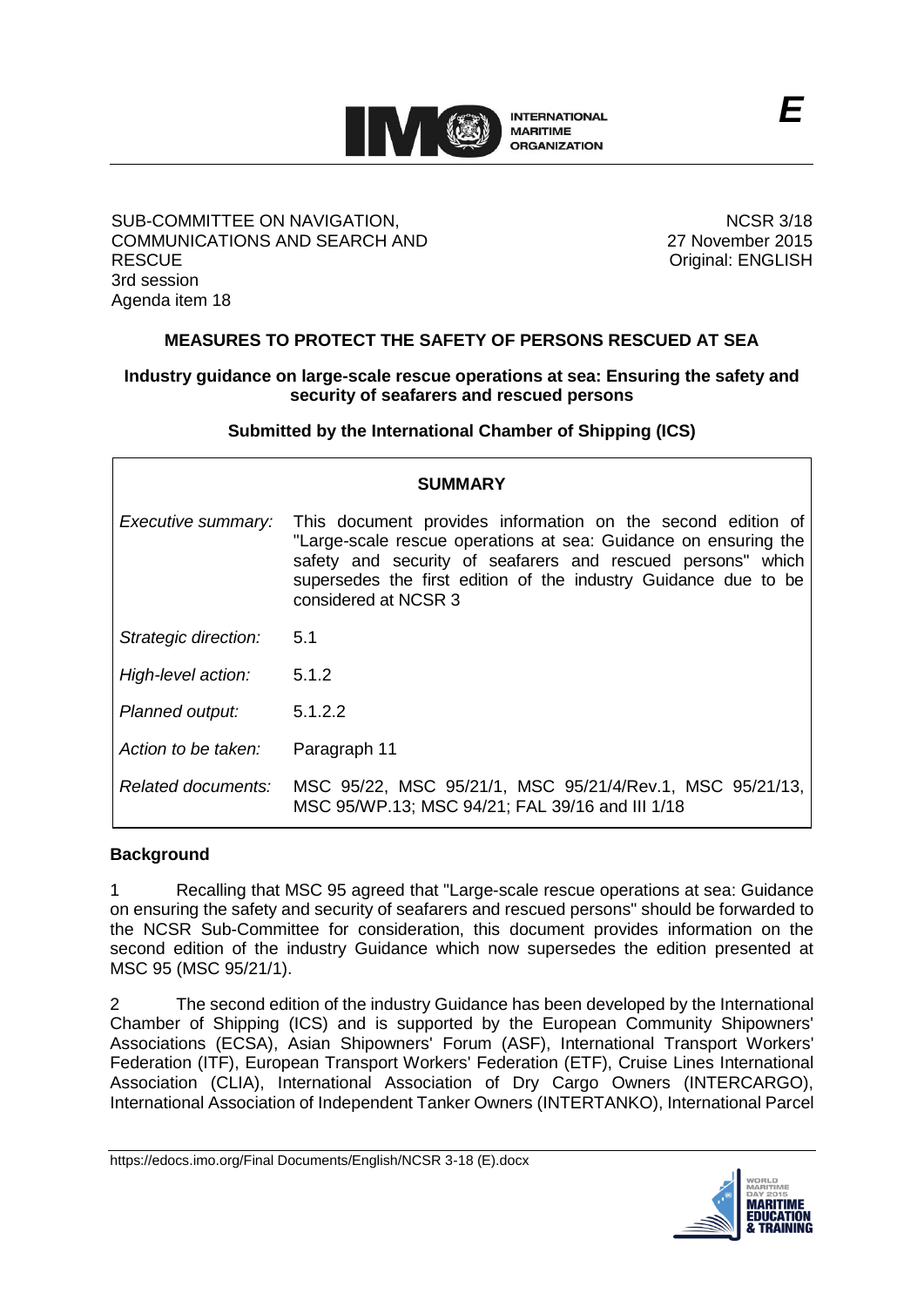SUB-COMMITTEE ON NAVIGATION, COMMUNICATIONS AND SEARCH AND RESCUE
3rd session
Agenda item 18

NCSR 3/18
27 November 2015
Original: ENGLISH

# MEASURES TO PROTECT THE SAFETY OF PERSONS RESCUED AT SEA

## Industry guidance on large-scale rescue operations at sea: Ensuring the safety and security of seafarers and rescued persons

### Submitted by the International Chamber of Shipping (ICS)

| SUMMARY | |
|---|---|
| *Executive summary:* | This document provides information on the second edition of "Large-scale rescue operations at sea: Guidance on ensuring the safety and security of seafarers and rescued persons" which supersedes the first edition of the industry Guidance due to be considered at NCSR 3 |
| *Strategic direction:* | 5.1 |
| *High-level action:* | 5.1.2 |
| *Planned output:* | 5.1.2.2 |
| *Action to be taken:* | Paragraph 11 |
| *Related documents:* | MSC 95/22, MSC 95/21/1, MSC 95/21/4/Rev.1, MSC 95/21/13, MSC 95/WP.13; MSC 94/21; FAL 39/16 and III 1/18 |

## Background

1 Recalling that MSC 95 agreed that "Large-scale rescue operations at sea: Guidance on ensuring the safety and security of seafarers and rescued persons" should be forwarded to the NCSR Sub-Committee for consideration, this document provides information on the second edition of the industry Guidance which now supersedes the edition presented at MSC 95 (MSC 95/21/1).

2 The second edition of the industry Guidance has been developed by the International Chamber of Shipping (ICS) and is supported by the European Community Shipowners' Associations (ECSA), Asian Shipowners' Forum (ASF), International Transport Workers' Federation (ITF), European Transport Workers' Federation (ETF), Cruise Lines International Association (CLIA), International Association of Dry Cargo Owners (INTERCARGO), International Association of Independent Tanker Owners (INTERTANKO), International Parcel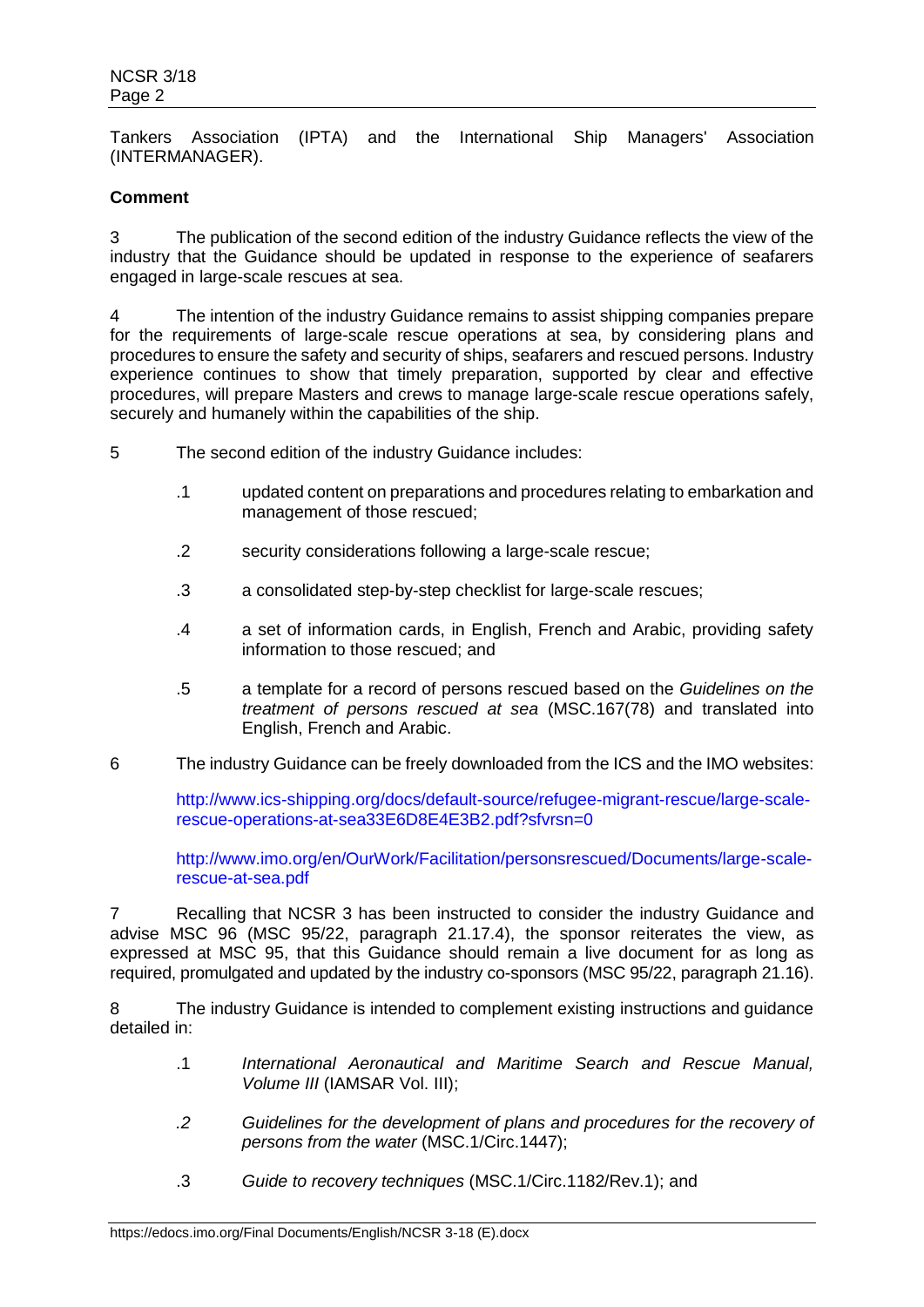Tankers Association (IPTA) and the International Ship Managers' Association (INTERMANAGER).

**Comment**

3 The publication of the second edition of the industry Guidance reflects the view of the industry that the Guidance should be updated in response to the experience of seafarers engaged in large-scale rescues at sea.

4 The intention of the industry Guidance remains to assist shipping companies prepare for the requirements of large-scale rescue operations at sea, by considering plans and procedures to ensure the safety and security of ships, seafarers and rescued persons. Industry experience continues to show that timely preparation, supported by clear and effective procedures, will prepare Masters and crews to manage large-scale rescue operations safely, securely and humanely within the capabilities of the ship.

5 The second edition of the industry Guidance includes:

.1 updated content on preparations and procedures relating to embarkation and management of those rescued;

.2 security considerations following a large-scale rescue;

.3 a consolidated step-by-step checklist for large-scale rescues;

.4 a set of information cards, in English, French and Arabic, providing safety information to those rescued; and

.5 a template for a record of persons rescued based on the *Guidelines on the treatment of persons rescued at sea* (MSC.167(78) and translated into English, French and Arabic.

6 The industry Guidance can be freely downloaded from the ICS and the IMO websites:

http://www.ics-shipping.org/docs/default-source/refugee-migrant-rescue/large-scale-rescue-operations-at-sea33E6D8E4E3B2.pdf?sfvrsn=0

http://www.imo.org/en/OurWork/Facilitation/personsrescued/Documents/large-scale-rescue-at-sea.pdf

7 Recalling that NCSR 3 has been instructed to consider the industry Guidance and advise MSC 96 (MSC 95/22, paragraph 21.17.4), the sponsor reiterates the view, as expressed at MSC 95, that this Guidance should remain a live document for as long as required, promulgated and updated by the industry co-sponsors (MSC 95/22, paragraph 21.16).

8 The industry Guidance is intended to complement existing instructions and guidance detailed in:

.1 *International Aeronautical and Maritime Search and Rescue Manual, Volume III* (IAMSAR Vol. III);

*.2* *Guidelines for the development of plans and procedures for the recovery of persons from the water* (MSC.1/Circ.1447);

.3 *Guide to recovery techniques* (MSC.1/Circ.1182/Rev.1); and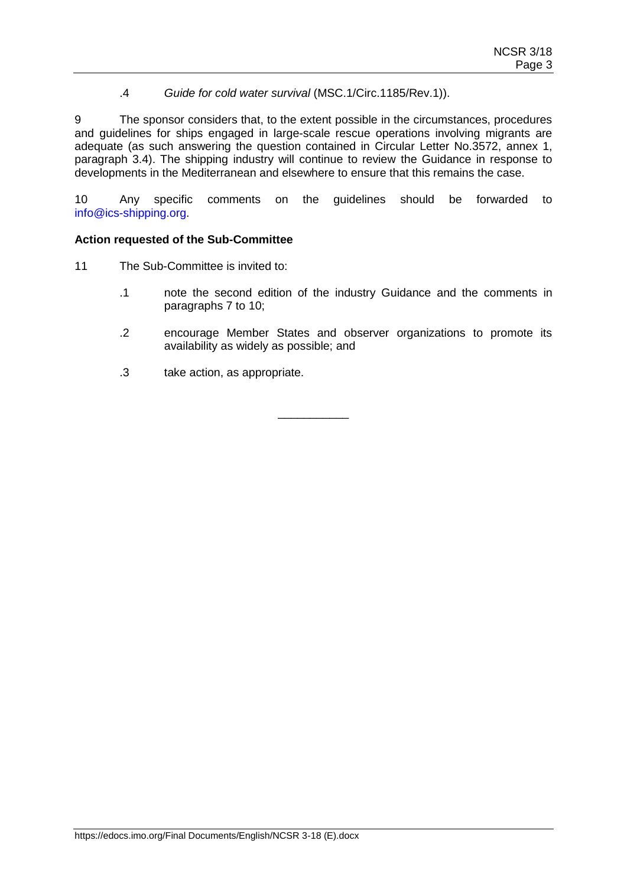.4 *Guide for cold water survival* (MSC.1/Circ.1185/Rev.1)).

9 The sponsor considers that, to the extent possible in the circumstances, procedures and guidelines for ships engaged in large-scale rescue operations involving migrants are adequate (as such answering the question contained in Circular Letter No.3572, annex 1, paragraph 3.4). The shipping industry will continue to review the Guidance in response to developments in the Mediterranean and elsewhere to ensure that this remains the case.

10 Any specific comments on the guidelines should be forwarded to info@ics-shipping.org.

**Action requested of the Sub-Committee**

11 The Sub-Committee is invited to:

.1 note the second edition of the industry Guidance and the comments in paragraphs 7 to 10;

.2 encourage Member States and observer organizations to promote its availability as widely as possible; and

.3 take action, as appropriate.

___________